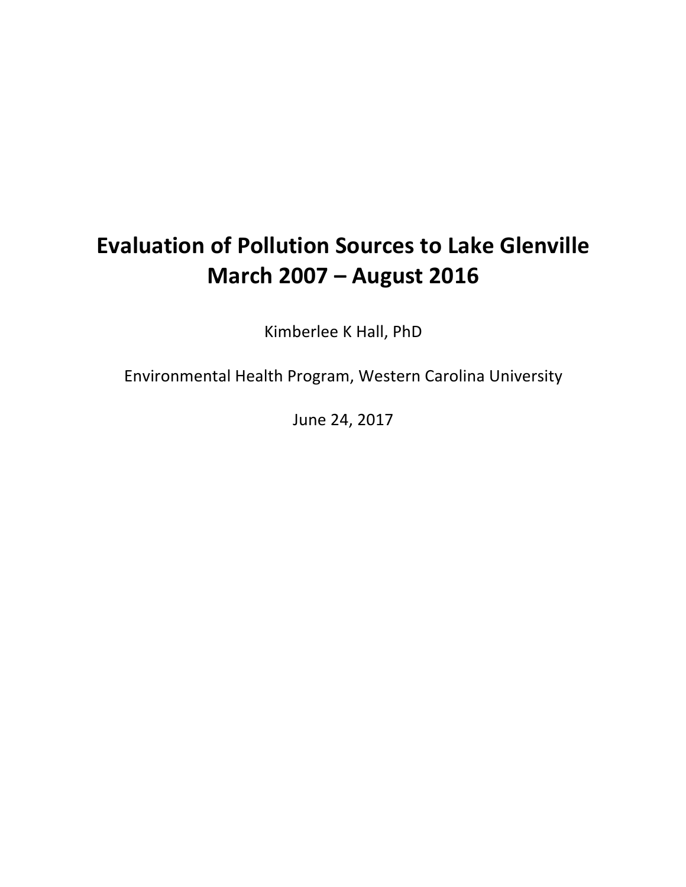# Evaluation of Pollution Sources to Lake Glenville
# March 2007 – August 2016

Kimberlee K Hall, PhD

Environmental Health Program, Western Carolina University

June 24, 2017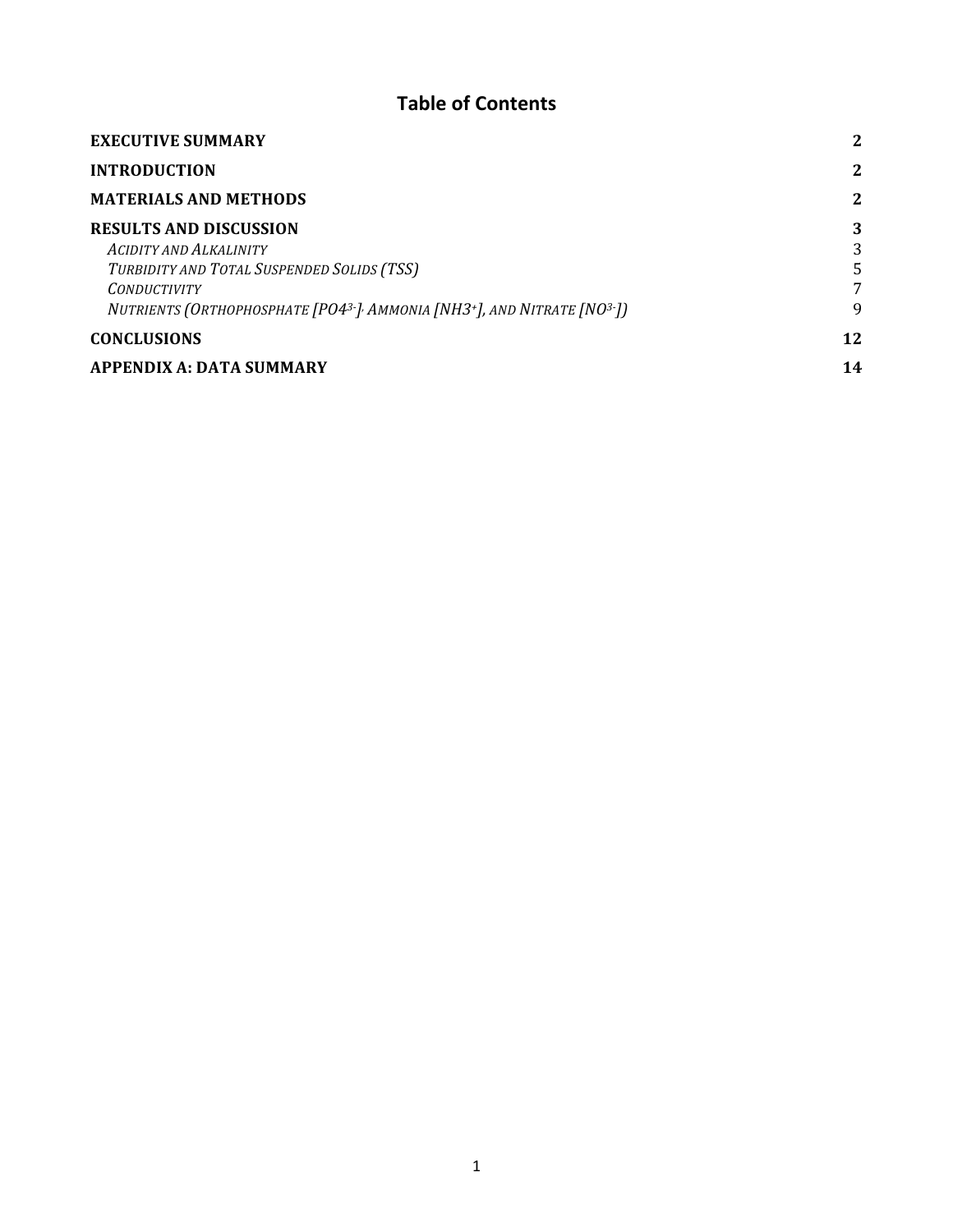# Table of Contents

| | |
|---|---|
| **EXECUTIVE SUMMARY** | **2** |
| **INTRODUCTION** | **2** |
| **MATERIALS AND METHODS** | **2** |
| **RESULTS AND DISCUSSION** | **3** |
| *ACIDITY AND ALKALINITY* | 3 |
| *TURBIDITY AND TOTAL SUSPENDED SOLIDS (TSS)* | 5 |
| *CONDUCTIVITY* | 7 |
| *NUTRIENTS (ORTHOPHOSPHATE [$PO4^{3-}$], AMMONIA [$NH3^{+}$], AND NITRATE [$NO^{3-}$])* | 9 |
| **CONCLUSIONS** | **12** |
| **APPENDIX A: DATA SUMMARY** | **14** |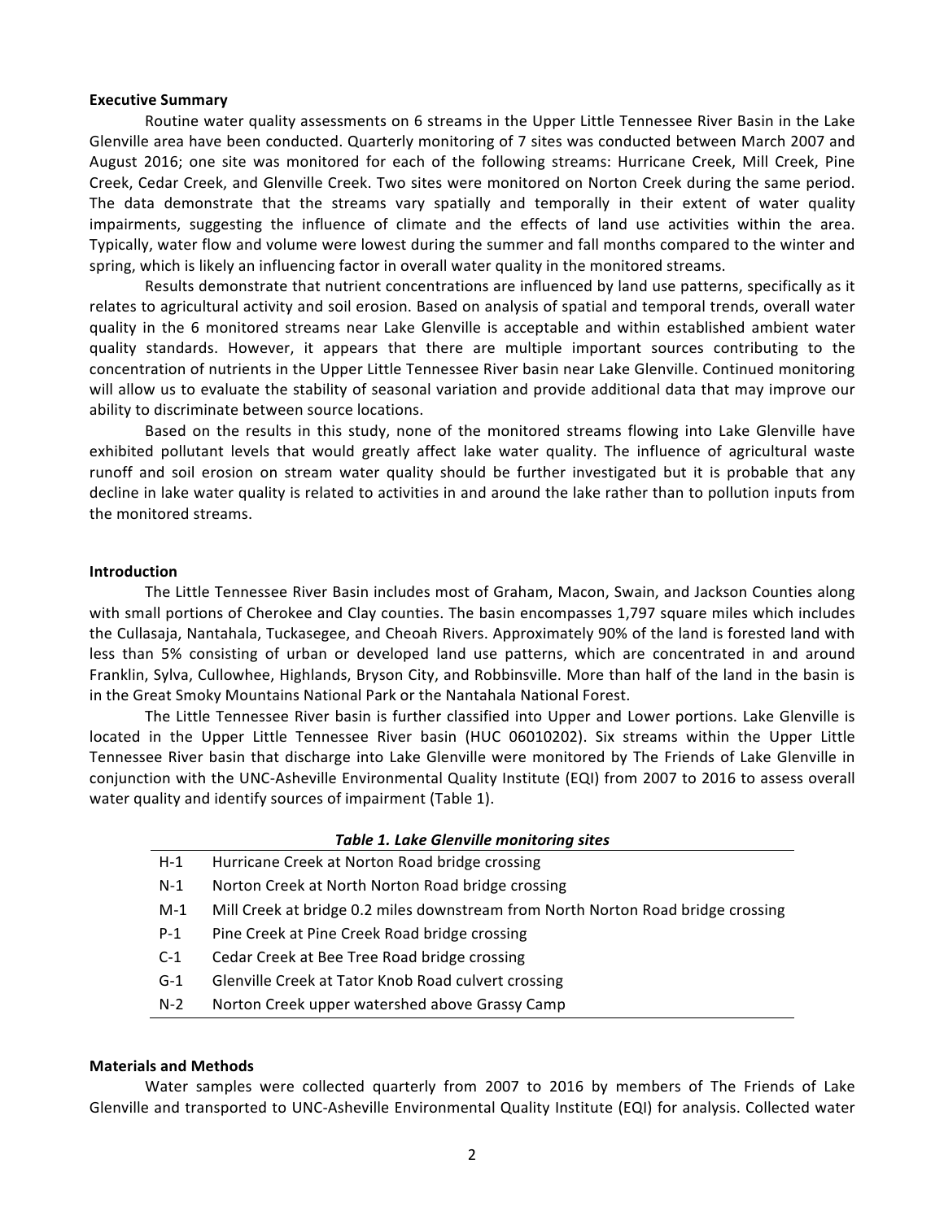### Executive Summary

Routine water quality assessments on 6 streams in the Upper Little Tennessee River Basin in the Lake Glenville area have been conducted. Quarterly monitoring of 7 sites was conducted between March 2007 and August 2016; one site was monitored for each of the following streams: Hurricane Creek, Mill Creek, Pine Creek, Cedar Creek, and Glenville Creek. Two sites were monitored on Norton Creek during the same period. The data demonstrate that the streams vary spatially and temporally in their extent of water quality impairments, suggesting the influence of climate and the effects of land use activities within the area. Typically, water flow and volume were lowest during the summer and fall months compared to the winter and spring, which is likely an influencing factor in overall water quality in the monitored streams.

Results demonstrate that nutrient concentrations are influenced by land use patterns, specifically as it relates to agricultural activity and soil erosion. Based on analysis of spatial and temporal trends, overall water quality in the 6 monitored streams near Lake Glenville is acceptable and within established ambient water quality standards. However, it appears that there are multiple important sources contributing to the concentration of nutrients in the Upper Little Tennessee River basin near Lake Glenville. Continued monitoring will allow us to evaluate the stability of seasonal variation and provide additional data that may improve our ability to discriminate between source locations.

Based on the results in this study, none of the monitored streams flowing into Lake Glenville have exhibited pollutant levels that would greatly affect lake water quality. The influence of agricultural waste runoff and soil erosion on stream water quality should be further investigated but it is probable that any decline in lake water quality is related to activities in and around the lake rather than to pollution inputs from the monitored streams.

### Introduction

The Little Tennessee River Basin includes most of Graham, Macon, Swain, and Jackson Counties along with small portions of Cherokee and Clay counties. The basin encompasses 1,797 square miles which includes the Cullasaja, Nantahala, Tuckasegee, and Cheoah Rivers. Approximately 90% of the land is forested land with less than 5% consisting of urban or developed land use patterns, which are concentrated in and around Franklin, Sylva, Cullowhee, Highlands, Bryson City, and Robbinsville. More than half of the land in the basin is in the Great Smoky Mountains National Park or the Nantahala National Forest.

The Little Tennessee River basin is further classified into Upper and Lower portions. Lake Glenville is located in the Upper Little Tennessee River basin (HUC 06010202). Six streams within the Upper Little Tennessee River basin that discharge into Lake Glenville were monitored by The Friends of Lake Glenville in conjunction with the UNC-Asheville Environmental Quality Institute (EQI) from 2007 to 2016 to assess overall water quality and identify sources of impairment (Table 1).

***Table 1. Lake Glenville monitoring sites***

| Site | Description |
|---|---|
| H-1 | Hurricane Creek at Norton Road bridge crossing |
| N-1 | Norton Creek at North Norton Road bridge crossing |
| M-1 | Mill Creek at bridge 0.2 miles downstream from North Norton Road bridge crossing |
| P-1 | Pine Creek at Pine Creek Road bridge crossing |
| C-1 | Cedar Creek at Bee Tree Road bridge crossing |
| G-1 | Glenville Creek at Tator Knob Road culvert crossing |
| N-2 | Norton Creek upper watershed above Grassy Camp |

### Materials and Methods

Water samples were collected quarterly from 2007 to 2016 by members of The Friends of Lake Glenville and transported to UNC-Asheville Environmental Quality Institute (EQI) for analysis. Collected water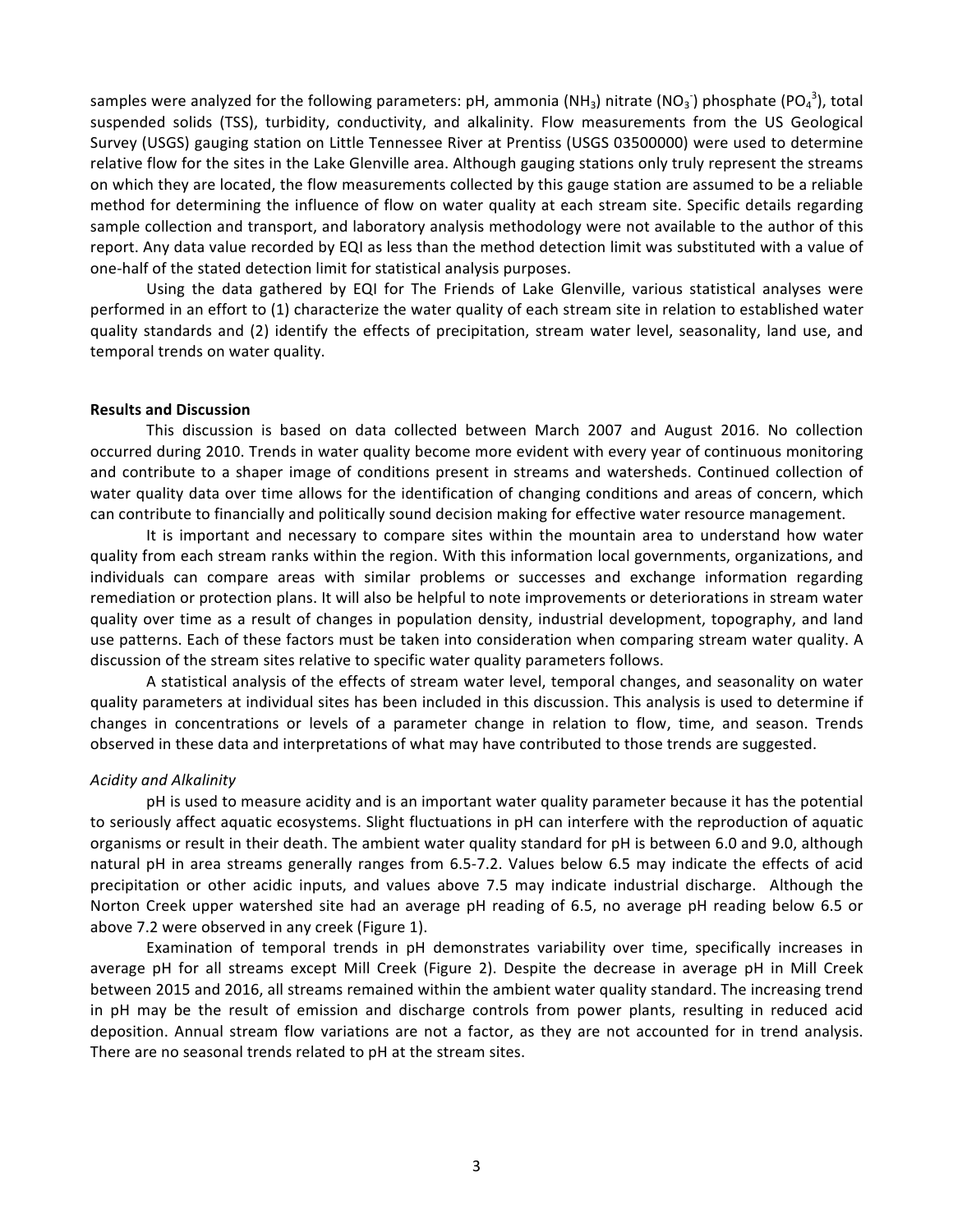samples were analyzed for the following parameters: pH, ammonia ($NH_3$) nitrate ($NO_3^-$) phosphate ($PO_4^3$), total suspended solids (TSS), turbidity, conductivity, and alkalinity. Flow measurements from the US Geological Survey (USGS) gauging station on Little Tennessee River at Prentiss (USGS 03500000) were used to determine relative flow for the sites in the Lake Glenville area. Although gauging stations only truly represent the streams on which they are located, the flow measurements collected by this gauge station are assumed to be a reliable method for determining the influence of flow on water quality at each stream site. Specific details regarding sample collection and transport, and laboratory analysis methodology were not available to the author of this report. Any data value recorded by EQI as less than the method detection limit was substituted with a value of one-half of the stated detection limit for statistical analysis purposes.

Using the data gathered by EQI for The Friends of Lake Glenville, various statistical analyses were performed in an effort to (1) characterize the water quality of each stream site in relation to established water quality standards and (2) identify the effects of precipitation, stream water level, seasonality, land use, and temporal trends on water quality.

**Results and Discussion**

This discussion is based on data collected between March 2007 and August 2016. No collection occurred during 2010. Trends in water quality become more evident with every year of continuous monitoring and contribute to a shaper image of conditions present in streams and watersheds. Continued collection of water quality data over time allows for the identification of changing conditions and areas of concern, which can contribute to financially and politically sound decision making for effective water resource management.

It is important and necessary to compare sites within the mountain area to understand how water quality from each stream ranks within the region. With this information local governments, organizations, and individuals can compare areas with similar problems or successes and exchange information regarding remediation or protection plans. It will also be helpful to note improvements or deteriorations in stream water quality over time as a result of changes in population density, industrial development, topography, and land use patterns. Each of these factors must be taken into consideration when comparing stream water quality. A discussion of the stream sites relative to specific water quality parameters follows.

A statistical analysis of the effects of stream water level, temporal changes, and seasonality on water quality parameters at individual sites has been included in this discussion. This analysis is used to determine if changes in concentrations or levels of a parameter change in relation to flow, time, and season. Trends observed in these data and interpretations of what may have contributed to those trends are suggested.

*Acidity and Alkalinity*

pH is used to measure acidity and is an important water quality parameter because it has the potential to seriously affect aquatic ecosystems. Slight fluctuations in pH can interfere with the reproduction of aquatic organisms or result in their death. The ambient water quality standard for pH is between 6.0 and 9.0, although natural pH in area streams generally ranges from 6.5-7.2. Values below 6.5 may indicate the effects of acid precipitation or other acidic inputs, and values above 7.5 may indicate industrial discharge. Although the Norton Creek upper watershed site had an average pH reading of 6.5, no average pH reading below 6.5 or above 7.2 were observed in any creek (Figure 1).

Examination of temporal trends in pH demonstrates variability over time, specifically increases in average pH for all streams except Mill Creek (Figure 2). Despite the decrease in average pH in Mill Creek between 2015 and 2016, all streams remained within the ambient water quality standard. The increasing trend in pH may be the result of emission and discharge controls from power plants, resulting in reduced acid deposition. Annual stream flow variations are not a factor, as they are not accounted for in trend analysis. There are no seasonal trends related to pH at the stream sites.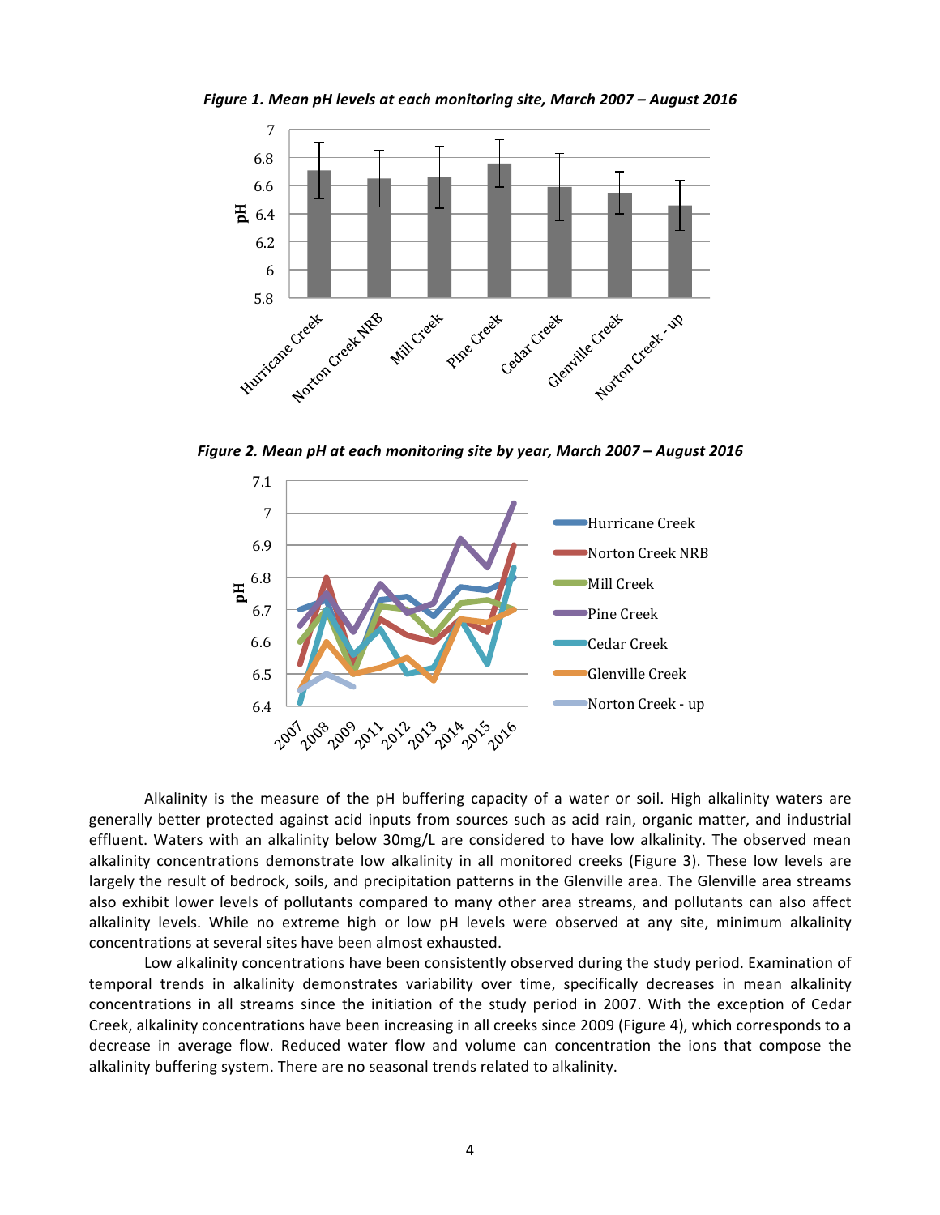*Figure 1. Mean pH levels at each monitoring site, March 2007 – August 2016*

*Figure 2. Mean pH at each monitoring site by year, March 2007 – August 2016*

Alkalinity is the measure of the pH buffering capacity of a water or soil. High alkalinity waters are generally better protected against acid inputs from sources such as acid rain, organic matter, and industrial effluent. Waters with an alkalinity below 30mg/L are considered to have low alkalinity. The observed mean alkalinity concentrations demonstrate low alkalinity in all monitored creeks (Figure 3). These low levels are largely the result of bedrock, soils, and precipitation patterns in the Glenville area. The Glenville area streams also exhibit lower levels of pollutants compared to many other area streams, and pollutants can also affect alkalinity levels. While no extreme high or low pH levels were observed at any site, minimum alkalinity concentrations at several sites have been almost exhausted.

Low alkalinity concentrations have been consistently observed during the study period. Examination of temporal trends in alkalinity demonstrates variability over time, specifically decreases in mean alkalinity concentrations in all streams since the initiation of the study period in 2007. With the exception of Cedar Creek, alkalinity concentrations have been increasing in all creeks since 2009 (Figure 4), which corresponds to a decrease in average flow. Reduced water flow and volume can concentration the ions that compose the alkalinity buffering system. There are no seasonal trends related to alkalinity.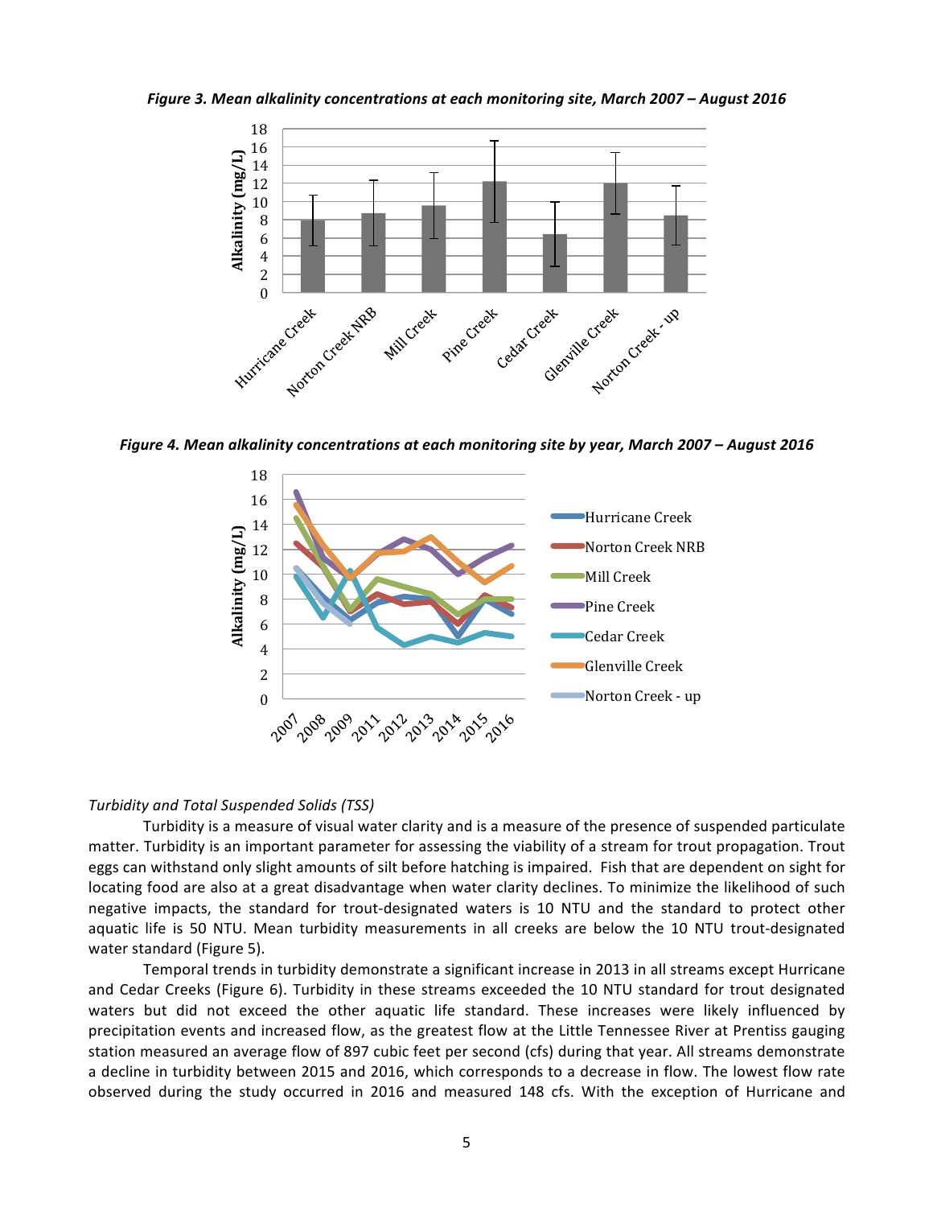*Figure 3. Mean alkalinity concentrations at each monitoring site, March 2007 – August 2016*

*Figure 4. Mean alkalinity concentrations at each monitoring site by year, March 2007 – August 2016*

*Turbidity and Total Suspended Solids (TSS)*

Turbidity is a measure of visual water clarity and is a measure of the presence of suspended particulate matter. Turbidity is an important parameter for assessing the viability of a stream for trout propagation. Trout eggs can withstand only slight amounts of silt before hatching is impaired. Fish that are dependent on sight for locating food are also at a great disadvantage when water clarity declines. To minimize the likelihood of such negative impacts, the standard for trout-designated waters is 10 NTU and the standard to protect other aquatic life is 50 NTU. Mean turbidity measurements in all creeks are below the 10 NTU trout-designated water standard (Figure 5).

Temporal trends in turbidity demonstrate a significant increase in 2013 in all streams except Hurricane and Cedar Creeks (Figure 6). Turbidity in these streams exceeded the 10 NTU standard for trout designated waters but did not exceed the other aquatic life standard. These increases were likely influenced by precipitation events and increased flow, as the greatest flow at the Little Tennessee River at Prentiss gauging station measured an average flow of 897 cubic feet per second (cfs) during that year. All streams demonstrate a decline in turbidity between 2015 and 2016, which corresponds to a decrease in flow. The lowest flow rate observed during the study occurred in 2016 and measured 148 cfs. With the exception of Hurricane and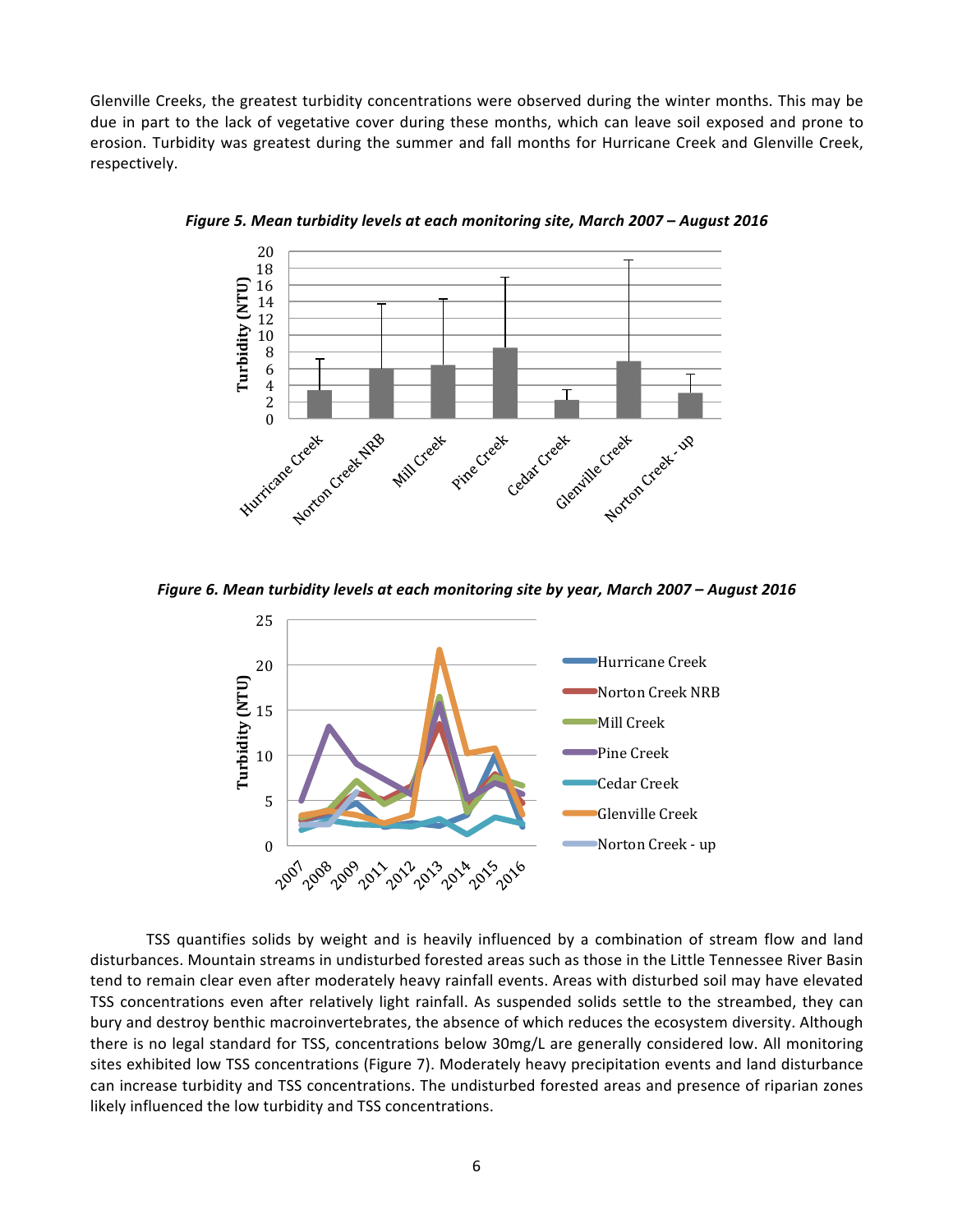Glenville Creeks, the greatest turbidity concentrations were observed during the winter months. This may be due in part to the lack of vegetative cover during these months, which can leave soil exposed and prone to erosion. Turbidity was greatest during the summer and fall months for Hurricane Creek and Glenville Creek, respectively.

***Figure 5. Mean turbidity levels at each monitoring site, March 2007 – August 2016***

***Figure 6. Mean turbidity levels at each monitoring site by year, March 2007 – August 2016***

TSS quantifies solids by weight and is heavily influenced by a combination of stream flow and land disturbances. Mountain streams in undisturbed forested areas such as those in the Little Tennessee River Basin tend to remain clear even after moderately heavy rainfall events. Areas with disturbed soil may have elevated TSS concentrations even after relatively light rainfall. As suspended solids settle to the streambed, they can bury and destroy benthic macroinvertebrates, the absence of which reduces the ecosystem diversity. Although there is no legal standard for TSS, concentrations below 30mg/L are generally considered low. All monitoring sites exhibited low TSS concentrations (Figure 7). Moderately heavy precipitation events and land disturbance can increase turbidity and TSS concentrations. The undisturbed forested areas and presence of riparian zones likely influenced the low turbidity and TSS concentrations.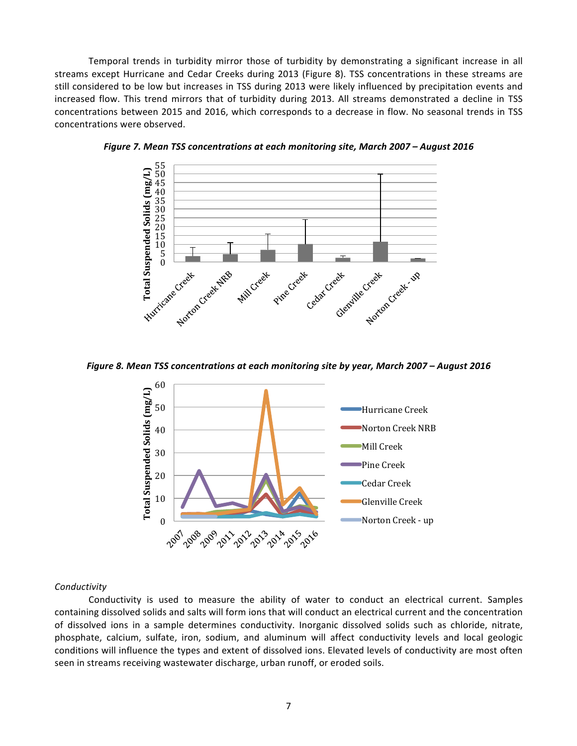Temporal trends in turbidity mirror those of turbidity by demonstrating a significant increase in all streams except Hurricane and Cedar Creeks during 2013 (Figure 8). TSS concentrations in these streams are still considered to be low but increases in TSS during 2013 were likely influenced by precipitation events and increased flow. This trend mirrors that of turbidity during 2013. All streams demonstrated a decline in TSS concentrations between 2015 and 2016, which corresponds to a decrease in flow. No seasonal trends in TSS concentrations were observed.

***Figure 7. Mean TSS concentrations at each monitoring site, March 2007 – August 2016***

***Figure 8. Mean TSS concentrations at each monitoring site by year, March 2007 – August 2016***

*Conductivity*

Conductivity is used to measure the ability of water to conduct an electrical current. Samples containing dissolved solids and salts will form ions that will conduct an electrical current and the concentration of dissolved ions in a sample determines conductivity. Inorganic dissolved solids such as chloride, nitrate, phosphate, calcium, sulfate, iron, sodium, and aluminum will affect conductivity levels and local geologic conditions will influence the types and extent of dissolved ions. Elevated levels of conductivity are most often seen in streams receiving wastewater discharge, urban runoff, or eroded soils.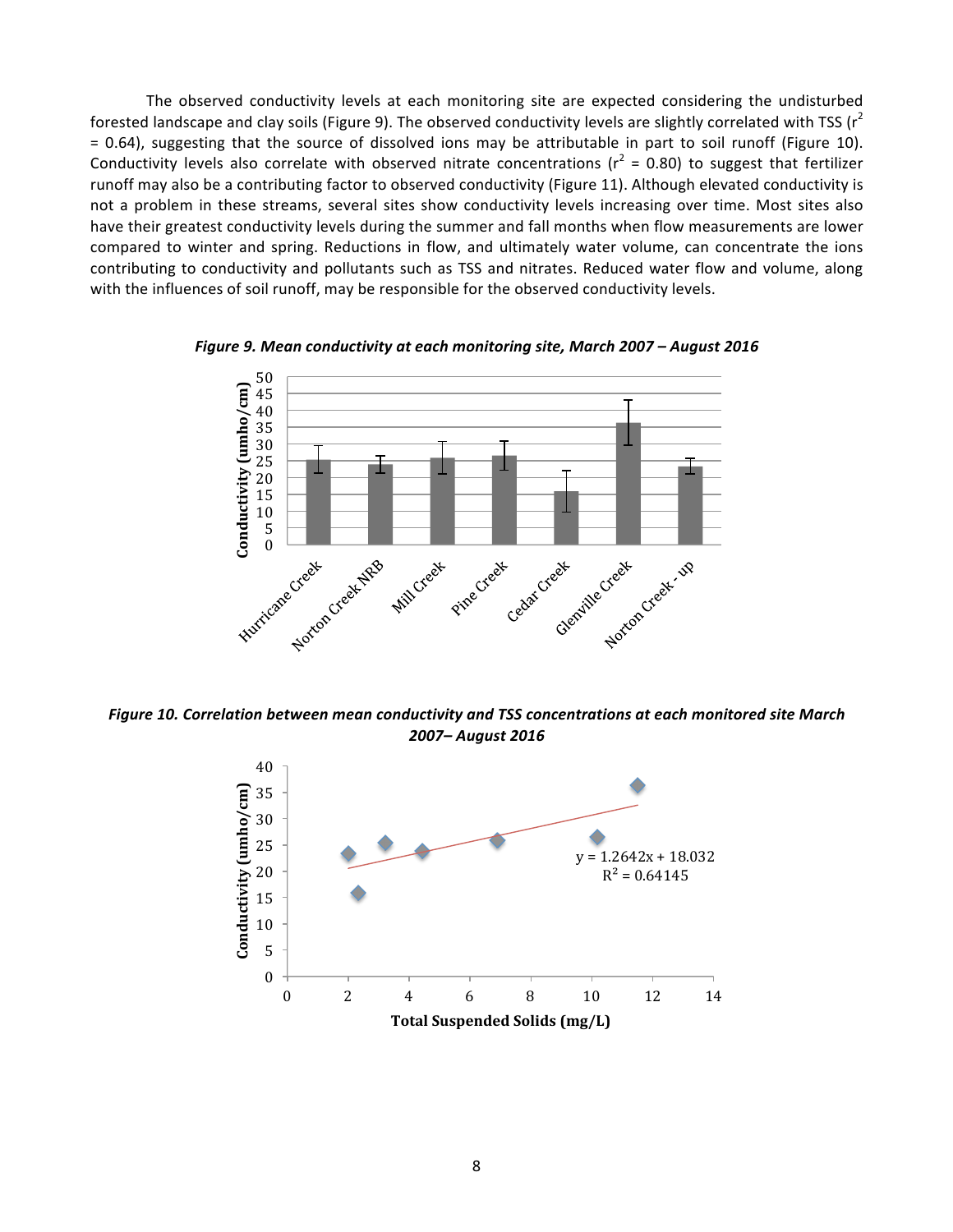The observed conductivity levels at each monitoring site are expected considering the undisturbed forested landscape and clay soils (Figure 9). The observed conductivity levels are slightly correlated with TSS ($r^2$ = 0.64), suggesting that the source of dissolved ions may be attributable in part to soil runoff (Figure 10). Conductivity levels also correlate with observed nitrate concentrations ($r^2$ = 0.80) to suggest that fertilizer runoff may also be a contributing factor to observed conductivity (Figure 11). Although elevated conductivity is not a problem in these streams, several sites show conductivity levels increasing over time. Most sites also have their greatest conductivity levels during the summer and fall months when flow measurements are lower compared to winter and spring. Reductions in flow, and ultimately water volume, can concentrate the ions contributing to conductivity and pollutants such as TSS and nitrates. Reduced water flow and volume, along with the influences of soil runoff, may be responsible for the observed conductivity levels.

***Figure 9. Mean conductivity at each monitoring site, March 2007 – August 2016***

***Figure 10. Correlation between mean conductivity and TSS concentrations at each monitored site March 2007– August 2016***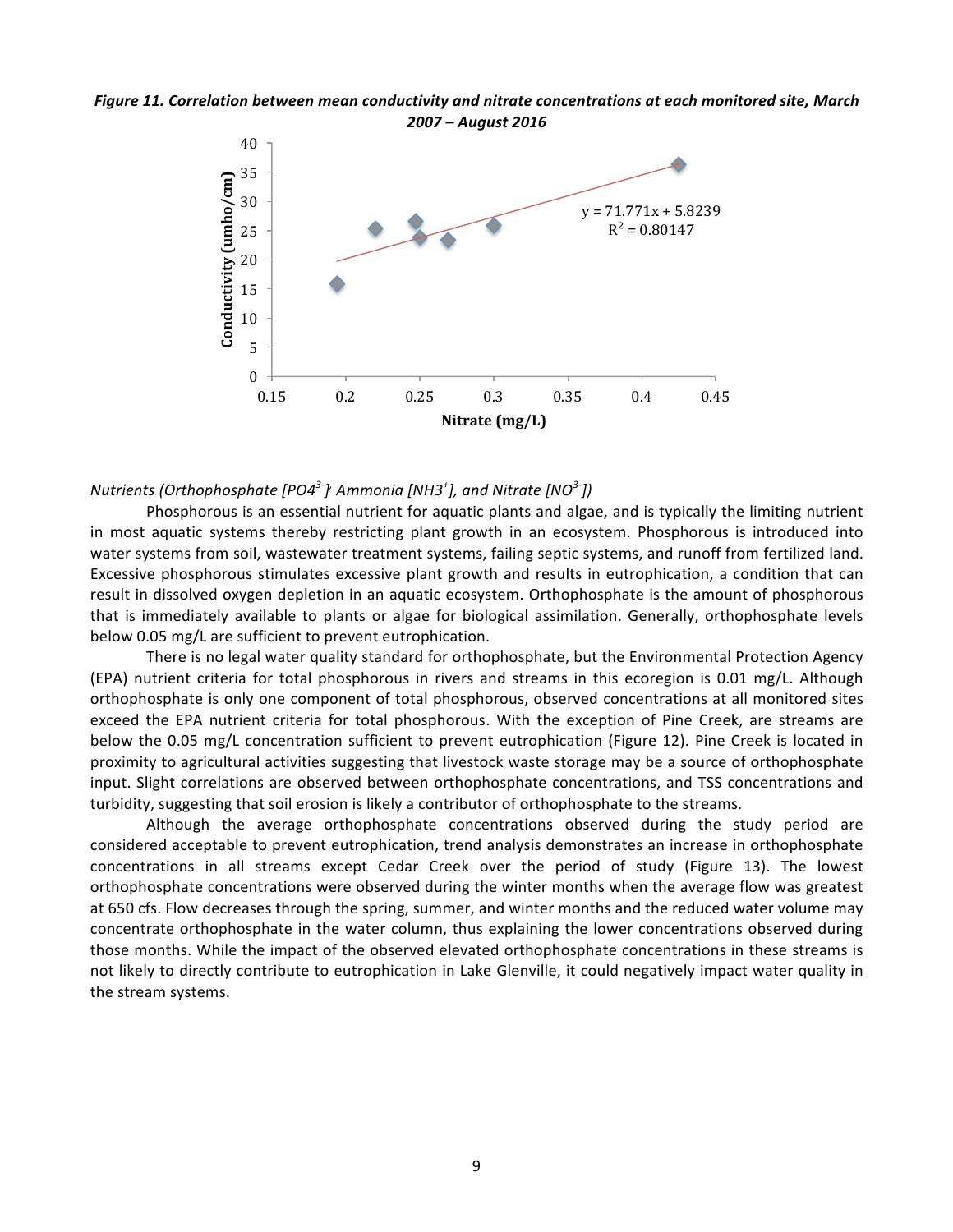***Figure 11. Correlation between mean conductivity and nitrate concentrations at each monitored site, March 2007 – August 2016***

*Nutrients (Orthophosphate [$PO4^{3-}$]' Ammonia [$NH3^{+}$], and Nitrate [$NO^{3-}$])*

Phosphorous is an essential nutrient for aquatic plants and algae, and is typically the limiting nutrient in most aquatic systems thereby restricting plant growth in an ecosystem. Phosphorous is introduced into water systems from soil, wastewater treatment systems, failing septic systems, and runoff from fertilized land. Excessive phosphorous stimulates excessive plant growth and results in eutrophication, a condition that can result in dissolved oxygen depletion in an aquatic ecosystem. Orthophosphate is the amount of phosphorous that is immediately available to plants or algae for biological assimilation. Generally, orthophosphate levels below 0.05 mg/L are sufficient to prevent eutrophication.

There is no legal water quality standard for orthophosphate, but the Environmental Protection Agency (EPA) nutrient criteria for total phosphorous in rivers and streams in this ecoregion is 0.01 mg/L. Although orthophosphate is only one component of total phosphorous, observed concentrations at all monitored sites exceed the EPA nutrient criteria for total phosphorous. With the exception of Pine Creek, are streams are below the 0.05 mg/L concentration sufficient to prevent eutrophication (Figure 12). Pine Creek is located in proximity to agricultural activities suggesting that livestock waste storage may be a source of orthophosphate input. Slight correlations are observed between orthophosphate concentrations, and TSS concentrations and turbidity, suggesting that soil erosion is likely a contributor of orthophosphate to the streams.

Although the average orthophosphate concentrations observed during the study period are considered acceptable to prevent eutrophication, trend analysis demonstrates an increase in orthophosphate concentrations in all streams except Cedar Creek over the period of study (Figure 13). The lowest orthophosphate concentrations were observed during the winter months when the average flow was greatest at 650 cfs. Flow decreases through the spring, summer, and winter months and the reduced water volume may concentrate orthophosphate in the water column, thus explaining the lower concentrations observed during those months. While the impact of the observed elevated orthophosphate concentrations in these streams is not likely to directly contribute to eutrophication in Lake Glenville, it could negatively impact water quality in the stream systems.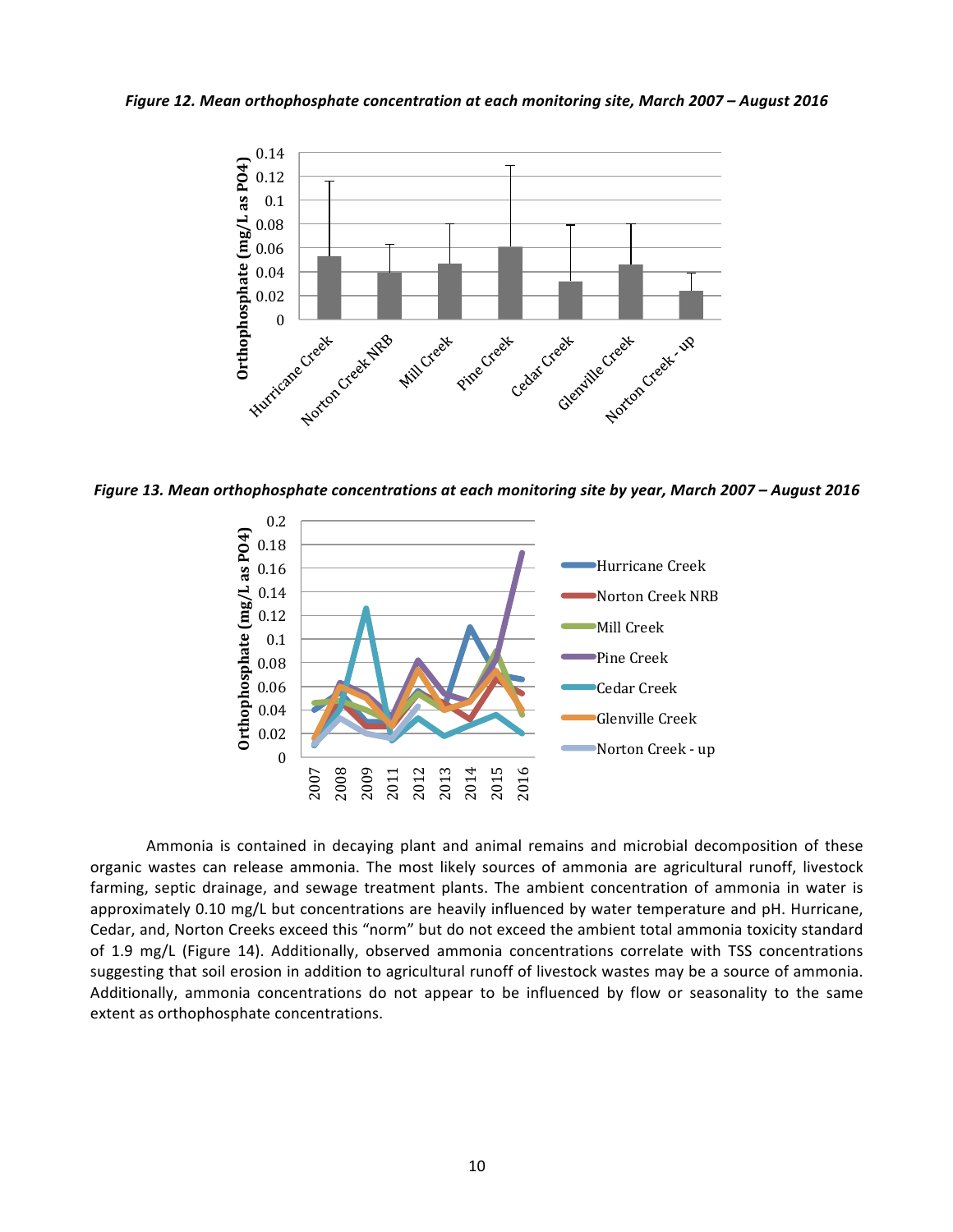*Figure 12. Mean orthophosphate concentration at each monitoring site, March 2007 – August 2016*

*Figure 13. Mean orthophosphate concentrations at each monitoring site by year, March 2007 – August 2016*

Ammonia is contained in decaying plant and animal remains and microbial decomposition of these organic wastes can release ammonia. The most likely sources of ammonia are agricultural runoff, livestock farming, septic drainage, and sewage treatment plants. The ambient concentration of ammonia in water is approximately 0.10 mg/L but concentrations are heavily influenced by water temperature and pH. Hurricane, Cedar, and, Norton Creeks exceed this "norm" but do not exceed the ambient total ammonia toxicity standard of 1.9 mg/L (Figure 14). Additionally, observed ammonia concentrations correlate with TSS concentrations suggesting that soil erosion in addition to agricultural runoff of livestock wastes may be a source of ammonia. Additionally, ammonia concentrations do not appear to be influenced by flow or seasonality to the same extent as orthophosphate concentrations.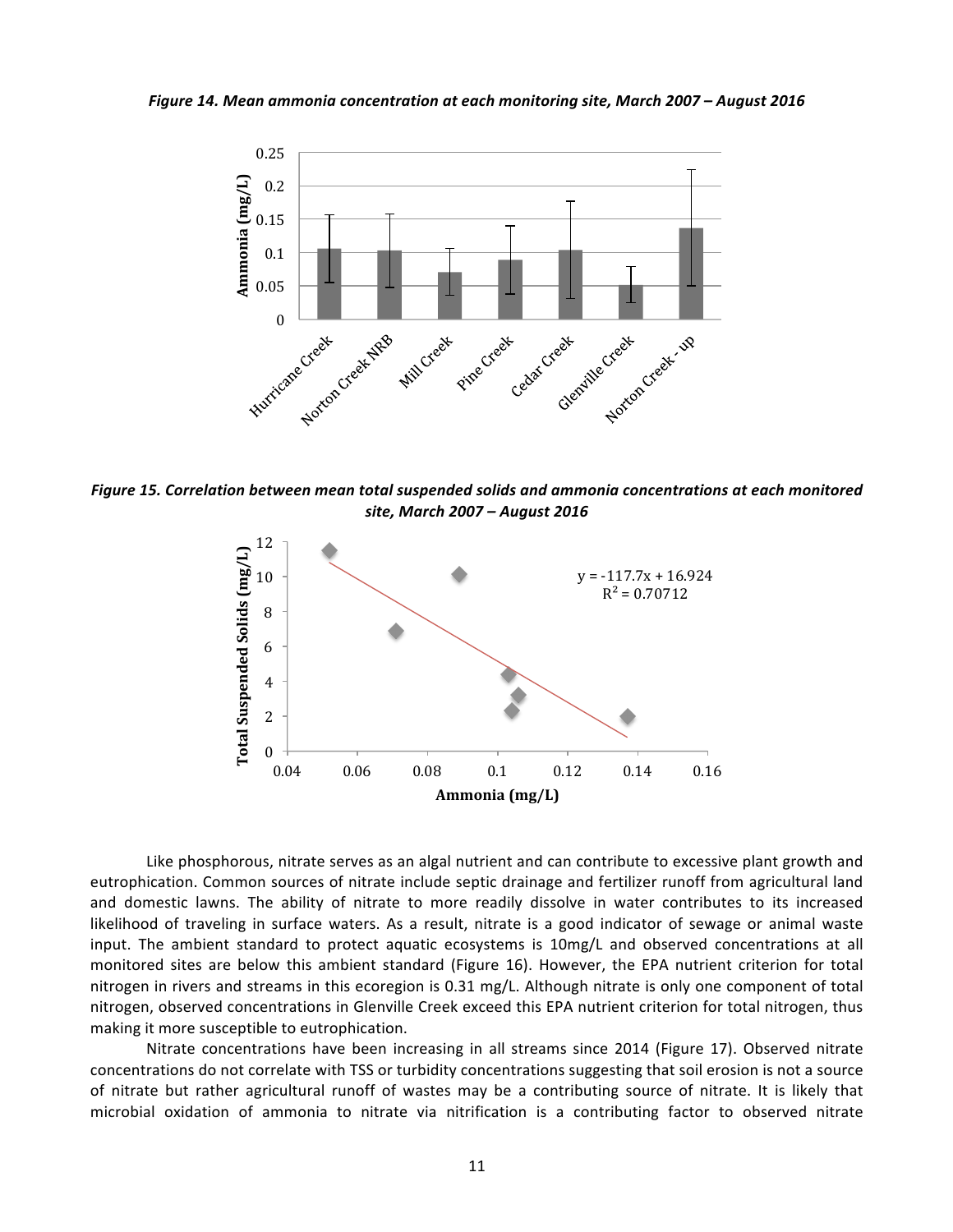*Figure 14. Mean ammonia concentration at each monitoring site, March 2007 – August 2016*

*Figure 15. Correlation between mean total suspended solids and ammonia concentrations at each monitored site, March 2007 – August 2016*

Like phosphorous, nitrate serves as an algal nutrient and can contribute to excessive plant growth and eutrophication. Common sources of nitrate include septic drainage and fertilizer runoff from agricultural land and domestic lawns. The ability of nitrate to more readily dissolve in water contributes to its increased likelihood of traveling in surface waters. As a result, nitrate is a good indicator of sewage or animal waste input. The ambient standard to protect aquatic ecosystems is 10mg/L and observed concentrations at all monitored sites are below this ambient standard (Figure 16). However, the EPA nutrient criterion for total nitrogen in rivers and streams in this ecoregion is 0.31 mg/L. Although nitrate is only one component of total nitrogen, observed concentrations in Glenville Creek exceed this EPA nutrient criterion for total nitrogen, thus making it more susceptible to eutrophication.

Nitrate concentrations have been increasing in all streams since 2014 (Figure 17). Observed nitrate concentrations do not correlate with TSS or turbidity concentrations suggesting that soil erosion is not a source of nitrate but rather agricultural runoff of wastes may be a contributing source of nitrate. It is likely that microbial oxidation of ammonia to nitrate via nitrification is a contributing factor to observed nitrate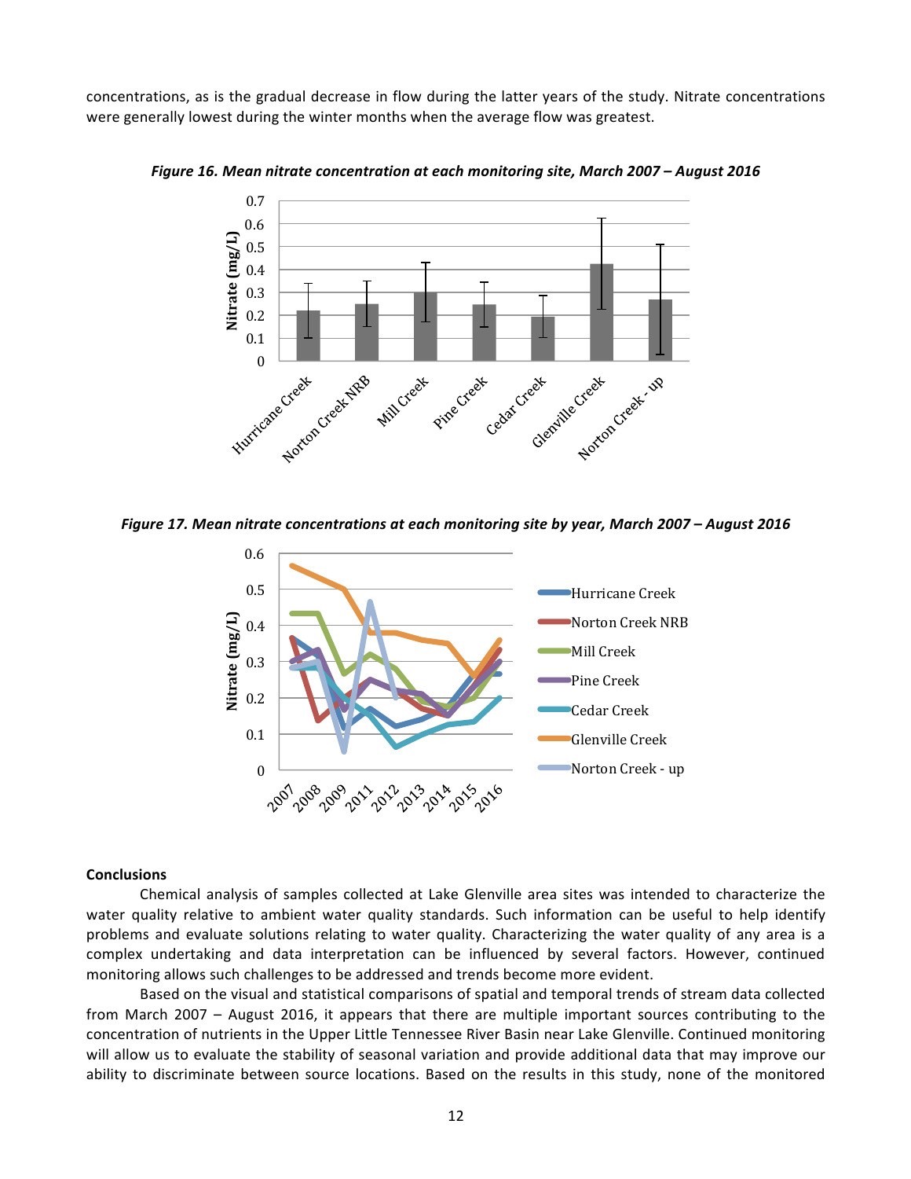concentrations, as is the gradual decrease in flow during the latter years of the study. Nitrate concentrations were generally lowest during the winter months when the average flow was greatest.

***Figure 16. Mean nitrate concentration at each monitoring site, March 2007 – August 2016***

***Figure 17. Mean nitrate concentrations at each monitoring site by year, March 2007 – August 2016***

**Conclusions**

Chemical analysis of samples collected at Lake Glenville area sites was intended to characterize the water quality relative to ambient water quality standards. Such information can be useful to help identify problems and evaluate solutions relating to water quality. Characterizing the water quality of any area is a complex undertaking and data interpretation can be influenced by several factors. However, continued monitoring allows such challenges to be addressed and trends become more evident.

Based on the visual and statistical comparisons of spatial and temporal trends of stream data collected from March 2007 – August 2016, it appears that there are multiple important sources contributing to the concentration of nutrients in the Upper Little Tennessee River Basin near Lake Glenville. Continued monitoring will allow us to evaluate the stability of seasonal variation and provide additional data that may improve our ability to discriminate between source locations. Based on the results in this study, none of the monitored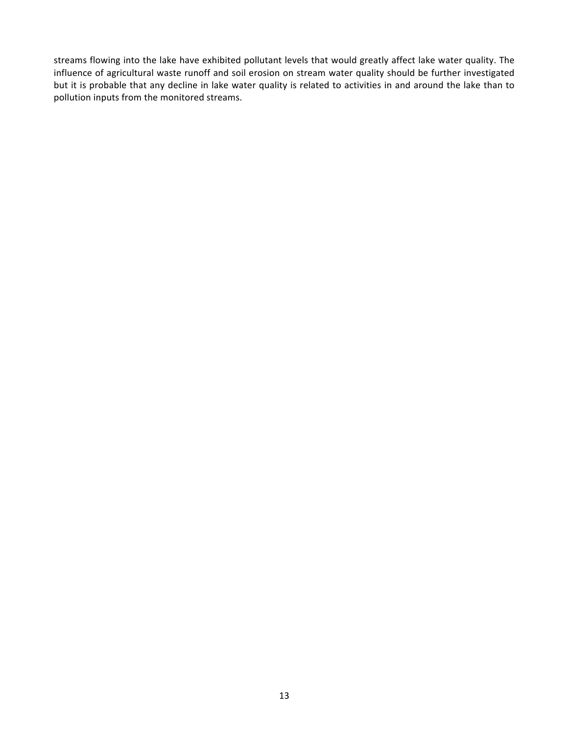streams flowing into the lake have exhibited pollutant levels that would greatly affect lake water quality. The influence of agricultural waste runoff and soil erosion on stream water quality should be further investigated but it is probable that any decline in lake water quality is related to activities in and around the lake than to pollution inputs from the monitored streams.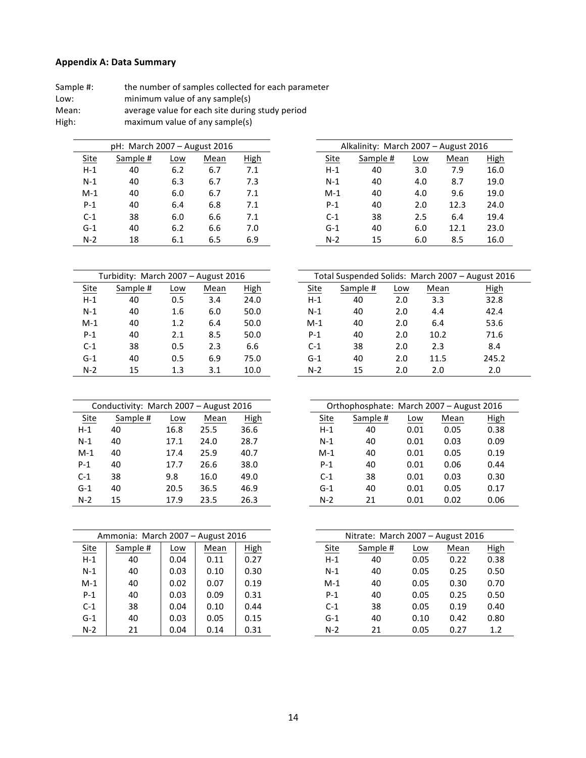**Appendix A: Data Summary**

Sample #: the number of samples collected for each parameter
Low: minimum value of any sample(s)
Mean: average value for each site during study period
High: maximum value of any sample(s)

| pH: March 2007 – August 2016 | | | | |
|---|---|---|---|---|
| Site | Sample # | Low | Mean | High |
| H-1 | 40 | 6.2 | 6.7 | 7.1 |
| N-1 | 40 | 6.3 | 6.7 | 7.3 |
| M-1 | 40 | 6.0 | 6.7 | 7.1 |
| P-1 | 40 | 6.4 | 6.8 | 7.1 |
| C-1 | 38 | 6.0 | 6.6 | 7.1 |
| G-1 | 40 | 6.2 | 6.6 | 7.0 |
| N-2 | 18 | 6.1 | 6.5 | 6.9 |

| Alkalinity: March 2007 – August 2016 | | | | |
|---|---|---|---|---|
| Site | Sample # | Low | Mean | High |
| H-1 | 40 | 3.0 | 7.9 | 16.0 |
| N-1 | 40 | 4.0 | 8.7 | 19.0 |
| M-1 | 40 | 4.0 | 9.6 | 19.0 |
| P-1 | 40 | 2.0 | 12.3 | 24.0 |
| C-1 | 38 | 2.5 | 6.4 | 19.4 |
| G-1 | 40 | 6.0 | 12.1 | 23.0 |
| N-2 | 15 | 6.0 | 8.5 | 16.0 |

| Turbidity: March 2007 – August 2016 | | | | |
|---|---|---|---|---|
| Site | Sample # | Low | Mean | High |
| H-1 | 40 | 0.5 | 3.4 | 24.0 |
| N-1 | 40 | 1.6 | 6.0 | 50.0 |
| M-1 | 40 | 1.2 | 6.4 | 50.0 |
| P-1 | 40 | 2.1 | 8.5 | 50.0 |
| C-1 | 38 | 0.5 | 2.3 | 6.6 |
| G-1 | 40 | 0.5 | 6.9 | 75.0 |
| N-2 | 15 | 1.3 | 3.1 | 10.0 |

| Total Suspended Solids: March 2007 – August 2016 | | | | |
|---|---|---|---|---|
| Site | Sample # | Low | Mean | High |
| H-1 | 40 | 2.0 | 3.3 | 32.8 |
| N-1 | 40 | 2.0 | 4.4 | 42.4 |
| M-1 | 40 | 2.0 | 6.4 | 53.6 |
| P-1 | 40 | 2.0 | 10.2 | 71.6 |
| C-1 | 38 | 2.0 | 2.3 | 8.4 |
| G-1 | 40 | 2.0 | 11.5 | 245.2 |
| N-2 | 15 | 2.0 | 2.0 | 2.0 |

| Conductivity: March 2007 – August 2016 | | | | |
|---|---|---|---|---|
| Site | Sample # | Low | Mean | High |
| H-1 | 40 | 16.8 | 25.5 | 36.6 |
| N-1 | 40 | 17.1 | 24.0 | 28.7 |
| M-1 | 40 | 17.4 | 25.9 | 40.7 |
| P-1 | 40 | 17.7 | 26.6 | 38.0 |
| C-1 | 38 | 9.8 | 16.0 | 49.0 |
| G-1 | 40 | 20.5 | 36.5 | 46.9 |
| N-2 | 15 | 17.9 | 23.5 | 26.3 |

| Orthophosphate: March 2007 – August 2016 | | | | |
|---|---|---|---|---|
| Site | Sample # | Low | Mean | High |
| H-1 | 40 | 0.01 | 0.05 | 0.38 |
| N-1 | 40 | 0.01 | 0.03 | 0.09 |
| M-1 | 40 | 0.01 | 0.05 | 0.19 |
| P-1 | 40 | 0.01 | 0.06 | 0.44 |
| C-1 | 38 | 0.01 | 0.03 | 0.30 |
| G-1 | 40 | 0.01 | 0.05 | 0.17 |
| N-2 | 21 | 0.01 | 0.02 | 0.06 |

| Ammonia: March 2007 – August 2016 | | | | |
|---|---|---|---|---|
| Site | Sample # | Low | Mean | High |
| H-1 | 40 | 0.04 | 0.11 | 0.27 |
| N-1 | 40 | 0.03 | 0.10 | 0.30 |
| M-1 | 40 | 0.02 | 0.07 | 0.19 |
| P-1 | 40 | 0.03 | 0.09 | 0.31 |
| C-1 | 38 | 0.04 | 0.10 | 0.44 |
| G-1 | 40 | 0.03 | 0.05 | 0.15 |
| N-2 | 21 | 0.04 | 0.14 | 0.31 |

| Nitrate: March 2007 – August 2016 | | | | |
|---|---|---|---|---|
| Site | Sample # | Low | Mean | High |
| H-1 | 40 | 0.05 | 0.22 | 0.38 |
| N-1 | 40 | 0.05 | 0.25 | 0.50 |
| M-1 | 40 | 0.05 | 0.30 | 0.70 |
| P-1 | 40 | 0.05 | 0.25 | 0.50 |
| C-1 | 38 | 0.05 | 0.19 | 0.40 |
| G-1 | 40 | 0.10 | 0.42 | 0.80 |
| N-2 | 21 | 0.05 | 0.27 | 1.2 |